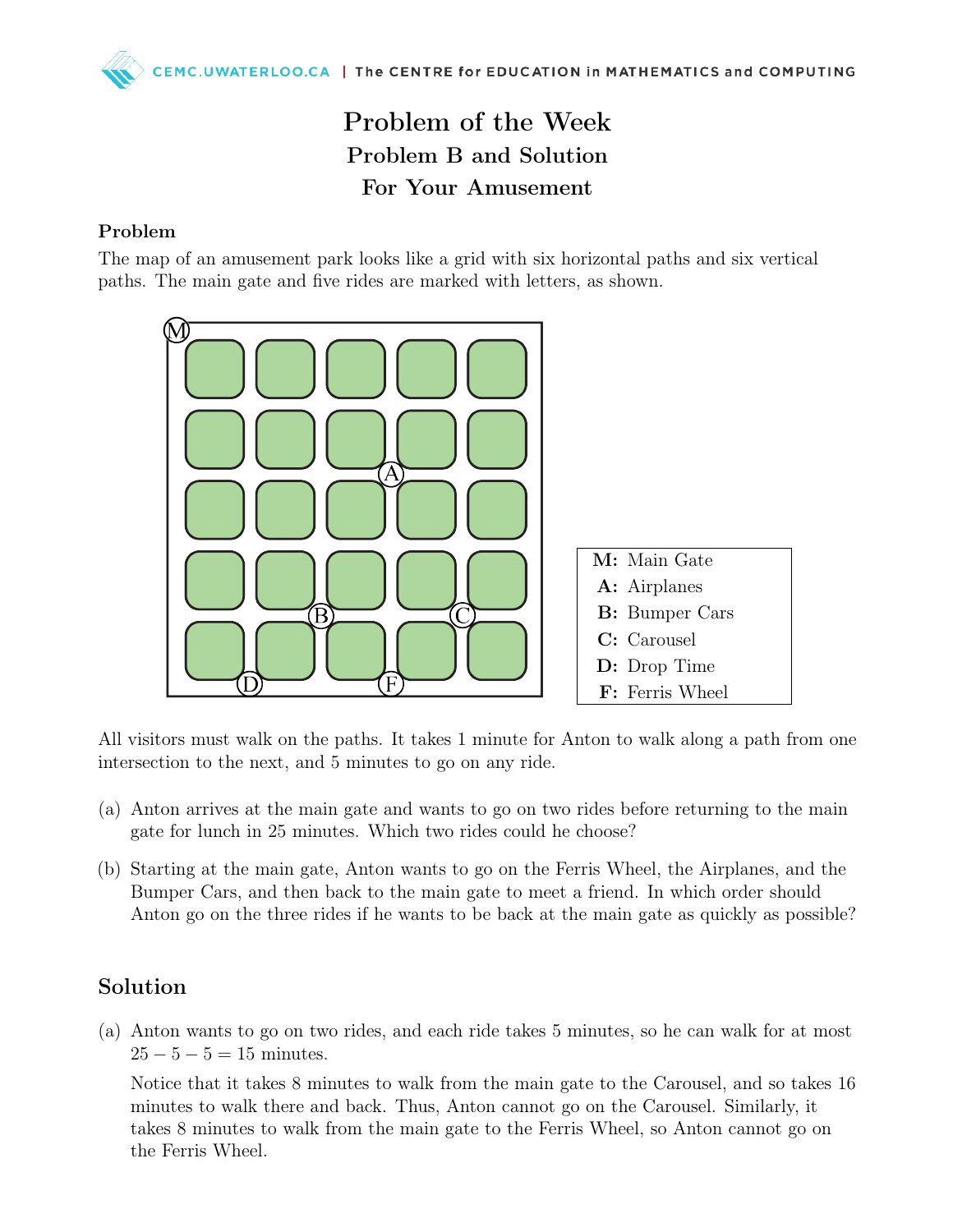# Problem of the Week

## Problem B and Solution

## For Your Amusement

### Problem

The map of an amusement park looks like a grid with six horizontal paths and six vertical paths. The main gate and five rides are marked with letters, as shown.

| | |
|---|---|
| **M:** | Main Gate |
| **A:** | Airplanes |
| **B:** | Bumper Cars |
| **C:** | Carousel |
| **D:** | Drop Time |
| **F:** | Ferris Wheel |

All visitors must walk on the paths. It takes 1 minute for Anton to walk along a path from one intersection to the next, and 5 minutes to go on any ride.

(a) Anton arrives at the main gate and wants to go on two rides before returning to the main gate for lunch in 25 minutes. Which two rides could he choose?

(b) Starting at the main gate, Anton wants to go on the Ferris Wheel, the Airplanes, and the Bumper Cars, and then back to the main gate to meet a friend. In which order should Anton go on the three rides if he wants to be back at the main gate as quickly as possible?

### Solution

(a) Anton wants to go on two rides, and each ride takes 5 minutes, so he can walk for at most $25 - 5 - 5 = 15$ minutes.

Notice that it takes 8 minutes to walk from the main gate to the Carousel, and so takes 16 minutes to walk there and back. Thus, Anton cannot go on the Carousel. Similarly, it takes 8 minutes to walk from the main gate to the Ferris Wheel, so Anton cannot go on the Ferris Wheel.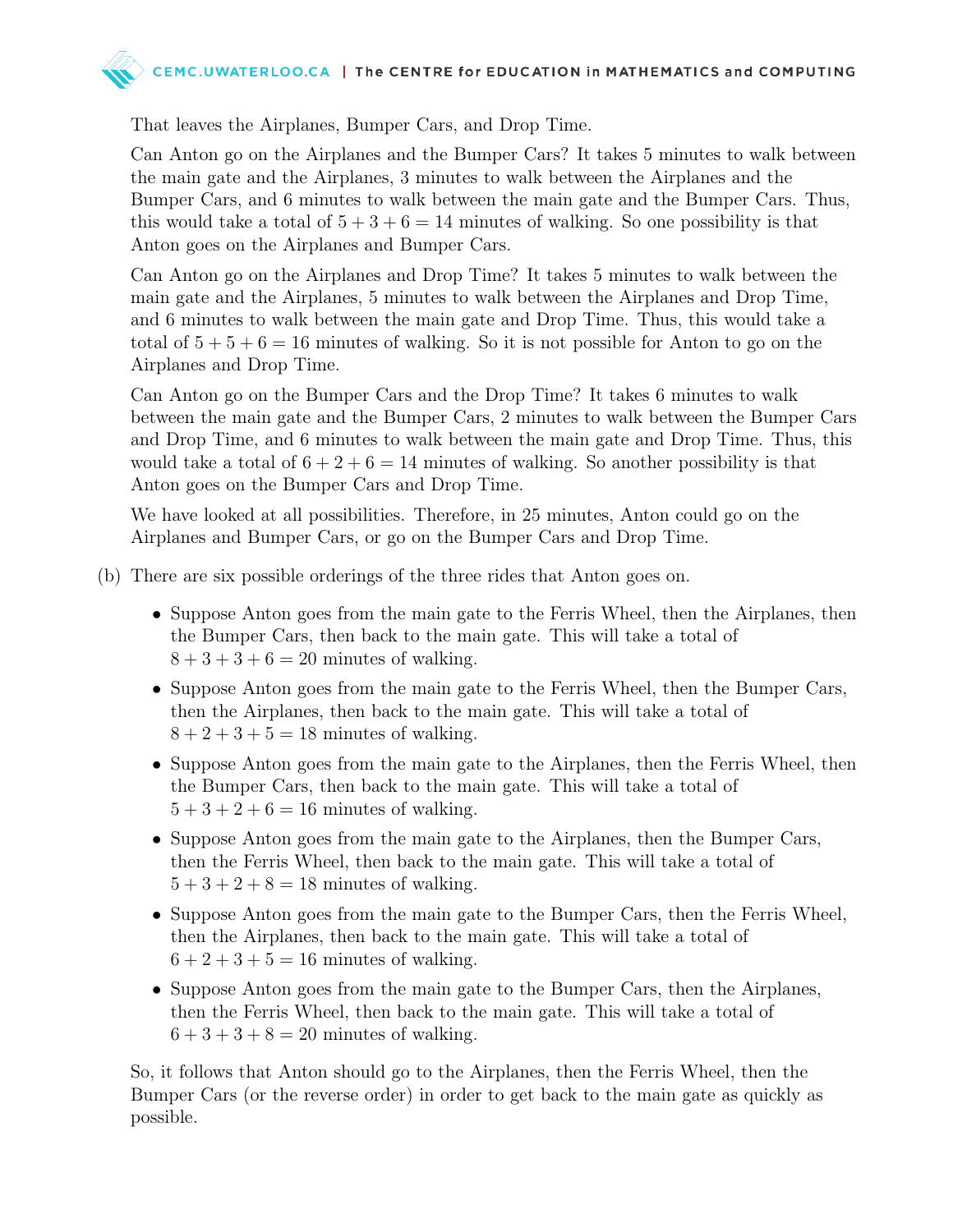That leaves the Airplanes, Bumper Cars, and Drop Time.

Can Anton go on the Airplanes and the Bumper Cars? It takes 5 minutes to walk between the main gate and the Airplanes, 3 minutes to walk between the Airplanes and the Bumper Cars, and 6 minutes to walk between the main gate and the Bumper Cars. Thus, this would take a total of $5 + 3 + 6 = 14$ minutes of walking. So one possibility is that Anton goes on the Airplanes and Bumper Cars.

Can Anton go on the Airplanes and Drop Time? It takes 5 minutes to walk between the main gate and the Airplanes, 5 minutes to walk between the Airplanes and Drop Time, and 6 minutes to walk between the main gate and Drop Time. Thus, this would take a total of $5 + 5 + 6 = 16$ minutes of walking. So it is not possible for Anton to go on the Airplanes and Drop Time.

Can Anton go on the Bumper Cars and the Drop Time? It takes 6 minutes to walk between the main gate and the Bumper Cars, 2 minutes to walk between the Bumper Cars and Drop Time, and 6 minutes to walk between the main gate and Drop Time. Thus, this would take a total of $6 + 2 + 6 = 14$ minutes of walking. So another possibility is that Anton goes on the Bumper Cars and Drop Time.

We have looked at all possibilities. Therefore, in 25 minutes, Anton could go on the Airplanes and Bumper Cars, or go on the Bumper Cars and Drop Time.

(b) There are six possible orderings of the three rides that Anton goes on.

- Suppose Anton goes from the main gate to the Ferris Wheel, then the Airplanes, then the Bumper Cars, then back to the main gate. This will take a total of $8 + 3 + 3 + 6 = 20$ minutes of walking.
- Suppose Anton goes from the main gate to the Ferris Wheel, then the Bumper Cars, then the Airplanes, then back to the main gate. This will take a total of $8 + 2 + 3 + 5 = 18$ minutes of walking.
- Suppose Anton goes from the main gate to the Airplanes, then the Ferris Wheel, then the Bumper Cars, then back to the main gate. This will take a total of $5 + 3 + 2 + 6 = 16$ minutes of walking.
- Suppose Anton goes from the main gate to the Airplanes, then the Bumper Cars, then the Ferris Wheel, then back to the main gate. This will take a total of $5 + 3 + 2 + 8 = 18$ minutes of walking.
- Suppose Anton goes from the main gate to the Bumper Cars, then the Ferris Wheel, then the Airplanes, then back to the main gate. This will take a total of $6 + 2 + 3 + 5 = 16$ minutes of walking.
- Suppose Anton goes from the main gate to the Bumper Cars, then the Airplanes, then the Ferris Wheel, then back to the main gate. This will take a total of $6 + 3 + 3 + 8 = 20$ minutes of walking.

So, it follows that Anton should go to the Airplanes, then the Ferris Wheel, then the Bumper Cars (or the reverse order) in order to get back to the main gate as quickly as possible.